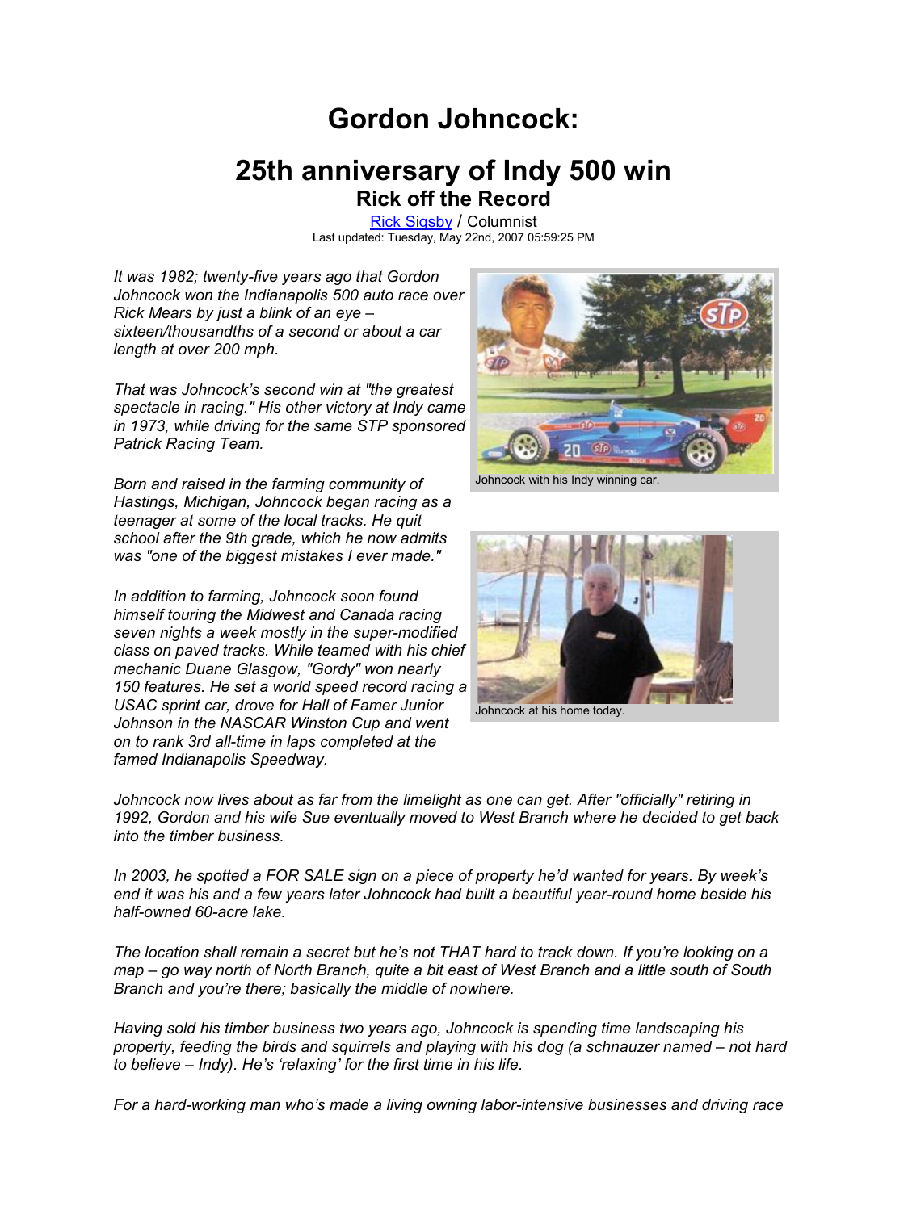# Gordon Johncock:

# 25th anniversary of Indy 500 win

## Rick off the Record

Rick Sigsby / Columnist
Last updated: Tuesday, May 22nd, 2007 05:59:25 PM

*It was 1982; twenty-five years ago that Gordon Johncock won the Indianapolis 500 auto race over Rick Mears by just a blink of an eye – sixteen/thousandths of a second or about a car length at over 200 mph.*

*That was Johncock's second win at "the greatest spectacle in racing." His other victory at Indy came in 1973, while driving for the same STP sponsored Patrick Racing Team.*

Johncock with his Indy winning car.

*Born and raised in the farming community of Hastings, Michigan, Johncock began racing as a teenager at some of the local tracks. He quit school after the 9th grade, which he now admits was "one of the biggest mistakes I ever made."*

*In addition to farming, Johncock soon found himself touring the Midwest and Canada racing seven nights a week mostly in the super-modified class on paved tracks. While teamed with his chief mechanic Duane Glasgow, "Gordy" won nearly 150 features. He set a world speed record racing a USAC sprint car, drove for Hall of Famer Junior Johnson in the NASCAR Winston Cup and went on to rank 3rd all-time in laps completed at the famed Indianapolis Speedway.*

Johncock at his home today.

*Johncock now lives about as far from the limelight as one can get. After "officially" retiring in 1992, Gordon and his wife Sue eventually moved to West Branch where he decided to get back into the timber business.*

*In 2003, he spotted a FOR SALE sign on a piece of property he'd wanted for years. By week's end it was his and a few years later Johncock had built a beautiful year-round home beside his half-owned 60-acre lake.*

*The location shall remain a secret but he's not THAT hard to track down. If you're looking on a map – go way north of North Branch, quite a bit east of West Branch and a little south of South Branch and you're there; basically the middle of nowhere.*

*Having sold his timber business two years ago, Johncock is spending time landscaping his property, feeding the birds and squirrels and playing with his dog (a schnauzer named – not hard to believe – Indy). He's 'relaxing' for the first time in his life.*

*For a hard-working man who's made a living owning labor-intensive businesses and driving race*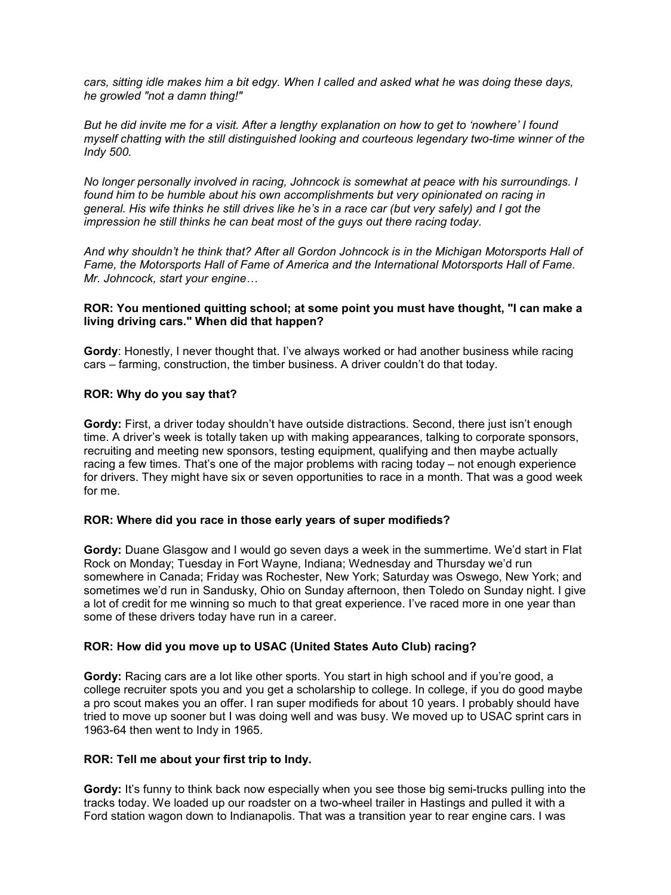*cars, sitting idle makes him a bit edgy. When I called and asked what he was doing these days, he growled "not a damn thing!"*

*But he did invite me for a visit. After a lengthy explanation on how to get to 'nowhere' I found myself chatting with the still distinguished looking and courteous legendary two-time winner of the Indy 500.*

*No longer personally involved in racing, Johncock is somewhat at peace with his surroundings. I found him to be humble about his own accomplishments but very opinionated on racing in general. His wife thinks he still drives like he's in a race car (but very safely) and I got the impression he still thinks he can beat most of the guys out there racing today.*

*And why shouldn't he think that? After all Gordon Johncock is in the Michigan Motorsports Hall of Fame, the Motorsports Hall of Fame of America and the International Motorsports Hall of Fame. Mr. Johncock, start your engine…*

**ROR: You mentioned quitting school; at some point you must have thought, "I can make a living driving cars." When did that happen?**

**Gordy**: Honestly, I never thought that. I've always worked or had another business while racing cars – farming, construction, the timber business. A driver couldn't do that today.

**ROR: Why do you say that?**

**Gordy:** First, a driver today shouldn't have outside distractions. Second, there just isn't enough time. A driver's week is totally taken up with making appearances, talking to corporate sponsors, recruiting and meeting new sponsors, testing equipment, qualifying and then maybe actually racing a few times. That's one of the major problems with racing today – not enough experience for drivers. They might have six or seven opportunities to race in a month. That was a good week for me.

**ROR: Where did you race in those early years of super modifieds?**

**Gordy:** Duane Glasgow and I would go seven days a week in the summertime. We'd start in Flat Rock on Monday; Tuesday in Fort Wayne, Indiana; Wednesday and Thursday we'd run somewhere in Canada; Friday was Rochester, New York; Saturday was Oswego, New York; and sometimes we'd run in Sandusky, Ohio on Sunday afternoon, then Toledo on Sunday night. I give a lot of credit for me winning so much to that great experience. I've raced more in one year than some of these drivers today have run in a career.

**ROR: How did you move up to USAC (United States Auto Club) racing?**

**Gordy:** Racing cars are a lot like other sports. You start in high school and if you're good, a college recruiter spots you and you get a scholarship to college. In college, if you do good maybe a pro scout makes you an offer. I ran super modifieds for about 10 years. I probably should have tried to move up sooner but I was doing well and was busy. We moved up to USAC sprint cars in 1963-64 then went to Indy in 1965.

**ROR: Tell me about your first trip to Indy.**

**Gordy:** It's funny to think back now especially when you see those big semi-trucks pulling into the tracks today. We loaded up our roadster on a two-wheel trailer in Hastings and pulled it with a Ford station wagon down to Indianapolis. That was a transition year to rear engine cars. I was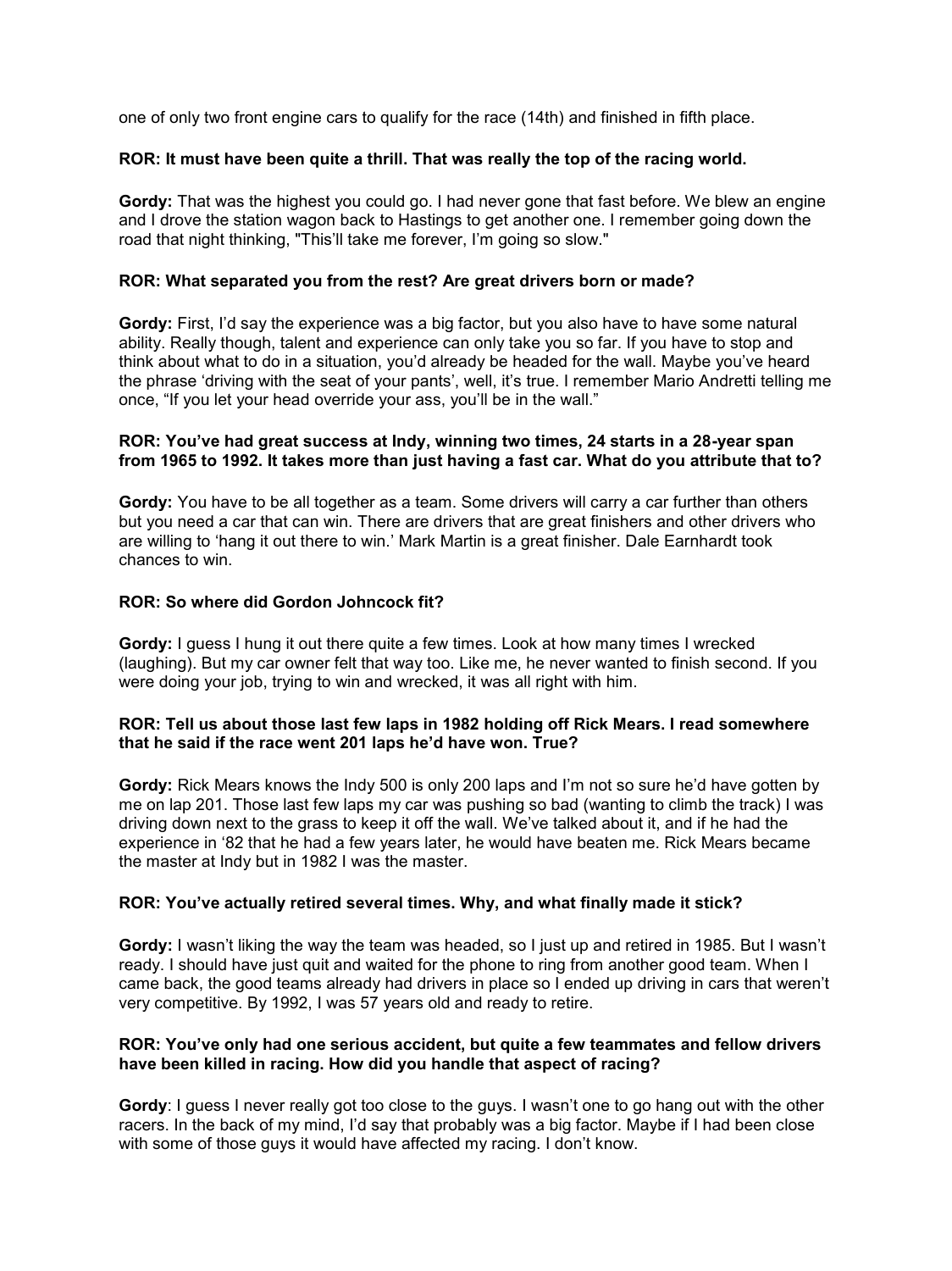one of only two front engine cars to qualify for the race (14th) and finished in fifth place.

**ROR: It must have been quite a thrill. That was really the top of the racing world.**

**Gordy:** That was the highest you could go. I had never gone that fast before. We blew an engine and I drove the station wagon back to Hastings to get another one. I remember going down the road that night thinking, "This'll take me forever, I'm going so slow."

**ROR: What separated you from the rest? Are great drivers born or made?**

**Gordy:** First, I'd say the experience was a big factor, but you also have to have some natural ability. Really though, talent and experience can only take you so far. If you have to stop and think about what to do in a situation, you'd already be headed for the wall. Maybe you've heard the phrase 'driving with the seat of your pants', well, it's true. I remember Mario Andretti telling me once, "If you let your head override your ass, you'll be in the wall."

**ROR: You've had great success at Indy, winning two times, 24 starts in a 28-year span from 1965 to 1992. It takes more than just having a fast car. What do you attribute that to?**

**Gordy:** You have to be all together as a team. Some drivers will carry a car further than others but you need a car that can win. There are drivers that are great finishers and other drivers who are willing to 'hang it out there to win.' Mark Martin is a great finisher. Dale Earnhardt took chances to win.

**ROR: So where did Gordon Johncock fit?**

**Gordy:** I guess I hung it out there quite a few times. Look at how many times I wrecked (laughing). But my car owner felt that way too. Like me, he never wanted to finish second. If you were doing your job, trying to win and wrecked, it was all right with him.

**ROR: Tell us about those last few laps in 1982 holding off Rick Mears. I read somewhere that he said if the race went 201 laps he'd have won. True?**

**Gordy:** Rick Mears knows the Indy 500 is only 200 laps and I'm not so sure he'd have gotten by me on lap 201. Those last few laps my car was pushing so bad (wanting to climb the track) I was driving down next to the grass to keep it off the wall. We've talked about it, and if he had the experience in '82 that he had a few years later, he would have beaten me. Rick Mears became the master at Indy but in 1982 I was the master.

**ROR: You've actually retired several times. Why, and what finally made it stick?**

**Gordy:** I wasn't liking the way the team was headed, so I just up and retired in 1985. But I wasn't ready. I should have just quit and waited for the phone to ring from another good team. When I came back, the good teams already had drivers in place so I ended up driving in cars that weren't very competitive. By 1992, I was 57 years old and ready to retire.

**ROR: You've only had one serious accident, but quite a few teammates and fellow drivers have been killed in racing. How did you handle that aspect of racing?**

**Gordy**: I guess I never really got too close to the guys. I wasn't one to go hang out with the other racers. In the back of my mind, I'd say that probably was a big factor. Maybe if I had been close with some of those guys it would have affected my racing. I don't know.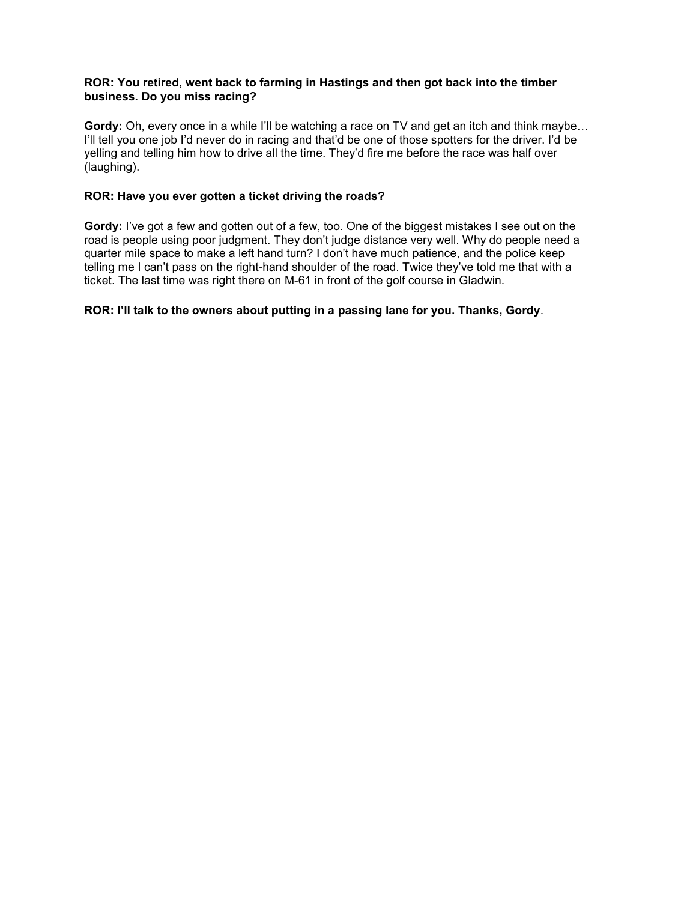**ROR: You retired, went back to farming in Hastings and then got back into the timber business. Do you miss racing?**

**Gordy:** Oh, every once in a while I'll be watching a race on TV and get an itch and think maybe… I'll tell you one job I'd never do in racing and that'd be one of those spotters for the driver. I'd be yelling and telling him how to drive all the time. They'd fire me before the race was half over (laughing).

**ROR: Have you ever gotten a ticket driving the roads?**

**Gordy:** I've got a few and gotten out of a few, too. One of the biggest mistakes I see out on the road is people using poor judgment. They don't judge distance very well. Why do people need a quarter mile space to make a left hand turn? I don't have much patience, and the police keep telling me I can't pass on the right-hand shoulder of the road. Twice they've told me that with a ticket. The last time was right there on M-61 in front of the golf course in Gladwin.

**ROR: I'll talk to the owners about putting in a passing lane for you. Thanks, Gordy**.